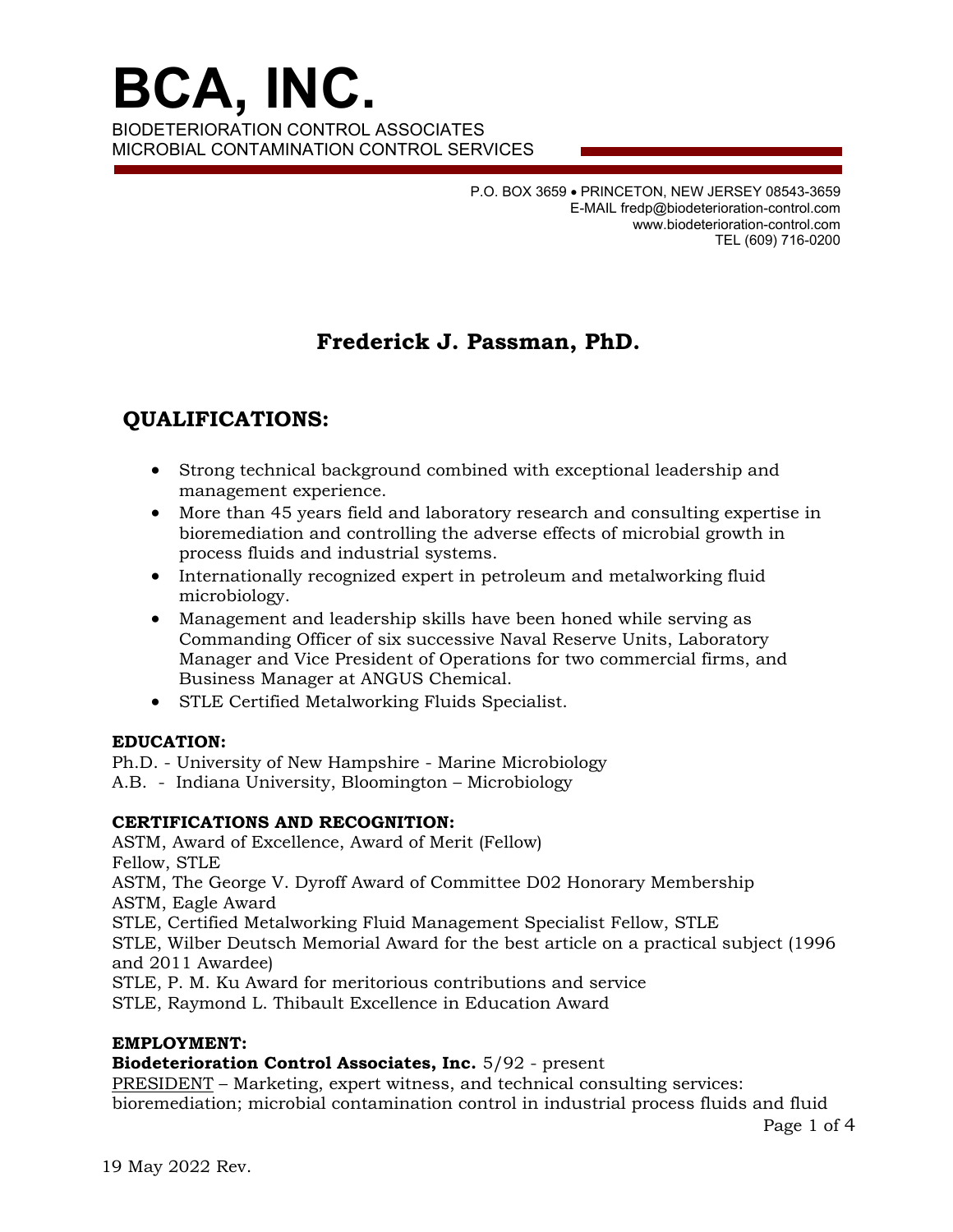# BCA, INC.

BIODETERIORATION CONTROL ASSOCIATES
MICROBIAL CONTAMINATION CONTROL SERVICES

P.O. BOX 3659 • PRINCETON, NEW JERSEY 08543-3659
E-MAIL fredp@biodeterioration-control.com
www.biodeterioration-control.com
TEL (609) 716-0200

## Frederick J. Passman, PhD.

## QUALIFICATIONS:

- Strong technical background combined with exceptional leadership and management experience.
- More than 45 years field and laboratory research and consulting expertise in bioremediation and controlling the adverse effects of microbial growth in process fluids and industrial systems.
- Internationally recognized expert in petroleum and metalworking fluid microbiology.
- Management and leadership skills have been honed while serving as Commanding Officer of six successive Naval Reserve Units, Laboratory Manager and Vice President of Operations for two commercial firms, and Business Manager at ANGUS Chemical.
- STLE Certified Metalworking Fluids Specialist.

### EDUCATION:

Ph.D. - University of New Hampshire - Marine Microbiology
A.B. - Indiana University, Bloomington – Microbiology

### CERTIFICATIONS AND RECOGNITION:

ASTM, Award of Excellence, Award of Merit (Fellow)
Fellow, STLE
ASTM, The George V. Dyroff Award of Committee D02 Honorary Membership
ASTM, Eagle Award
STLE, Certified Metalworking Fluid Management Specialist Fellow, STLE
STLE, Wilber Deutsch Memorial Award for the best article on a practical subject (1996 and 2011 Awardee)
STLE, P. M. Ku Award for meritorious contributions and service
STLE, Raymond L. Thibault Excellence in Education Award

### EMPLOYMENT:

**Biodeterioration Control Associates, Inc.** 5/92 - present
PRESIDENT – Marketing, expert witness, and technical consulting services: bioremediation; microbial contamination control in industrial process fluids and fluid

19 May 2022 Rev.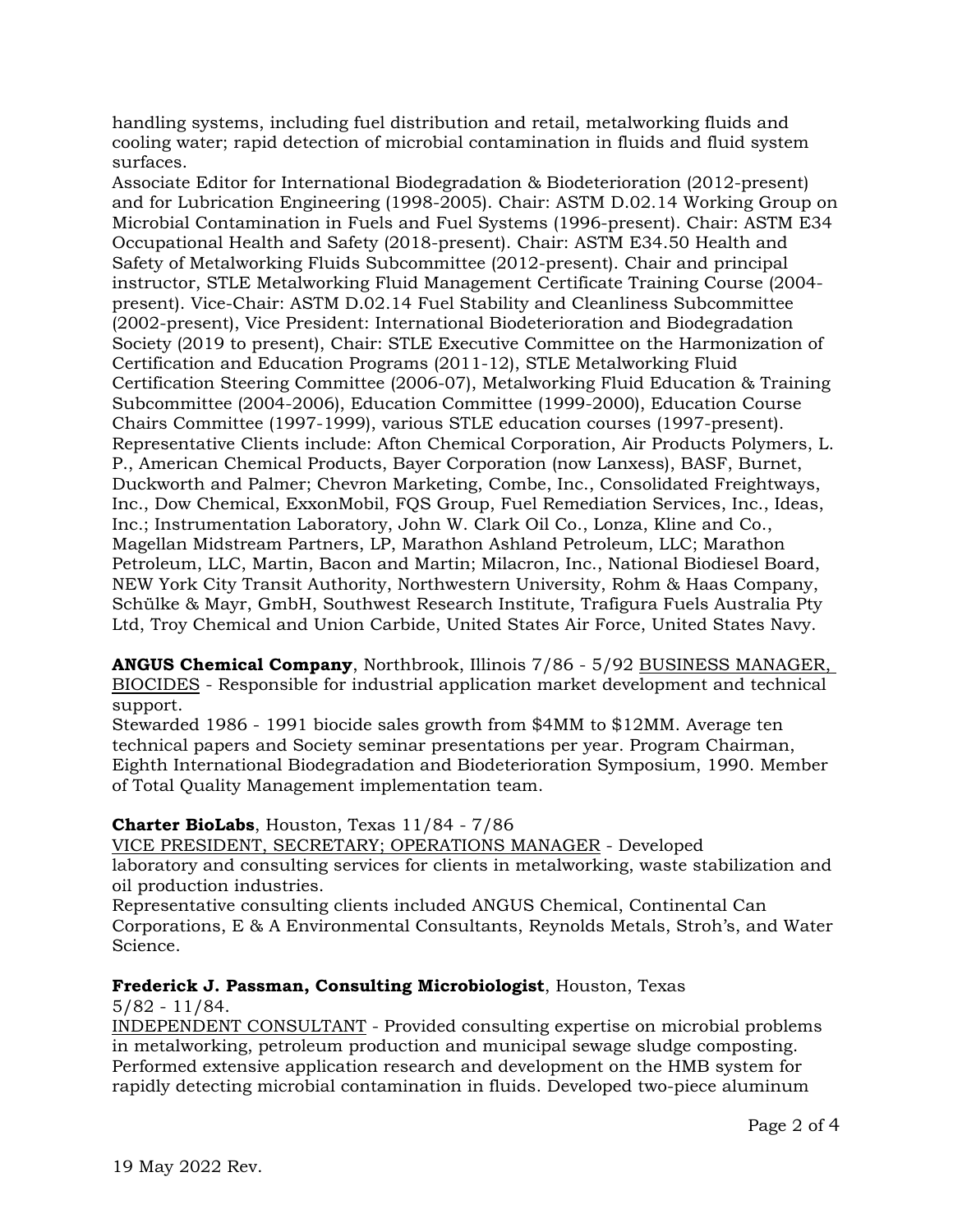handling systems, including fuel distribution and retail, metalworking fluids and cooling water; rapid detection of microbial contamination in fluids and fluid system surfaces.

Associate Editor for International Biodegradation & Biodeterioration (2012-present) and for Lubrication Engineering (1998-2005). Chair: ASTM D.02.14 Working Group on Microbial Contamination in Fuels and Fuel Systems (1996-present). Chair: ASTM E34 Occupational Health and Safety (2018-present). Chair: ASTM E34.50 Health and Safety of Metalworking Fluids Subcommittee (2012-present). Chair and principal instructor, STLE Metalworking Fluid Management Certificate Training Course (2004-present). Vice-Chair: ASTM D.02.14 Fuel Stability and Cleanliness Subcommittee (2002-present), Vice President: International Biodeterioration and Biodegradation Society (2019 to present), Chair: STLE Executive Committee on the Harmonization of Certification and Education Programs (2011-12), STLE Metalworking Fluid Certification Steering Committee (2006-07), Metalworking Fluid Education & Training Subcommittee (2004-2006), Education Committee (1999-2000), Education Course Chairs Committee (1997-1999), various STLE education courses (1997-present).

Representative Clients include: Afton Chemical Corporation, Air Products Polymers, L. P., American Chemical Products, Bayer Corporation (now Lanxess), BASF, Burnet, Duckworth and Palmer; Chevron Marketing, Combe, Inc., Consolidated Freightways, Inc., Dow Chemical, ExxonMobil, FQS Group, Fuel Remediation Services, Inc., Ideas, Inc.; Instrumentation Laboratory, John W. Clark Oil Co., Lonza, Kline and Co., Magellan Midstream Partners, LP, Marathon Ashland Petroleum, LLC; Marathon Petroleum, LLC, Martin, Bacon and Martin; Milacron, Inc., National Biodiesel Board, NEW York City Transit Authority, Northwestern University, Rohm & Haas Company, Schülke & Mayr, GmbH, Southwest Research Institute, Trafigura Fuels Australia Pty Ltd, Troy Chemical and Union Carbide, United States Air Force, United States Navy.

**ANGUS Chemical Company**, Northbrook, Illinois 7/86 - 5/92 BUSINESS MANAGER, BIOCIDES - Responsible for industrial application market development and technical support.

Stewarded 1986 - 1991 biocide sales growth from \$4MM to \$12MM. Average ten technical papers and Society seminar presentations per year. Program Chairman, Eighth International Biodegradation and Biodeterioration Symposium, 1990. Member of Total Quality Management implementation team.

**Charter BioLabs**, Houston, Texas 11/84 - 7/86

VICE PRESIDENT, SECRETARY; OPERATIONS MANAGER - Developed laboratory and consulting services for clients in metalworking, waste stabilization and oil production industries.

Representative consulting clients included ANGUS Chemical, Continental Can Corporations, E & A Environmental Consultants, Reynolds Metals, Stroh's, and Water Science.

**Frederick J. Passman, Consulting Microbiologist**, Houston, Texas 5/82 - 11/84.

INDEPENDENT CONSULTANT - Provided consulting expertise on microbial problems in metalworking, petroleum production and municipal sewage sludge composting. Performed extensive application research and development on the HMB system for rapidly detecting microbial contamination in fluids. Developed two-piece aluminum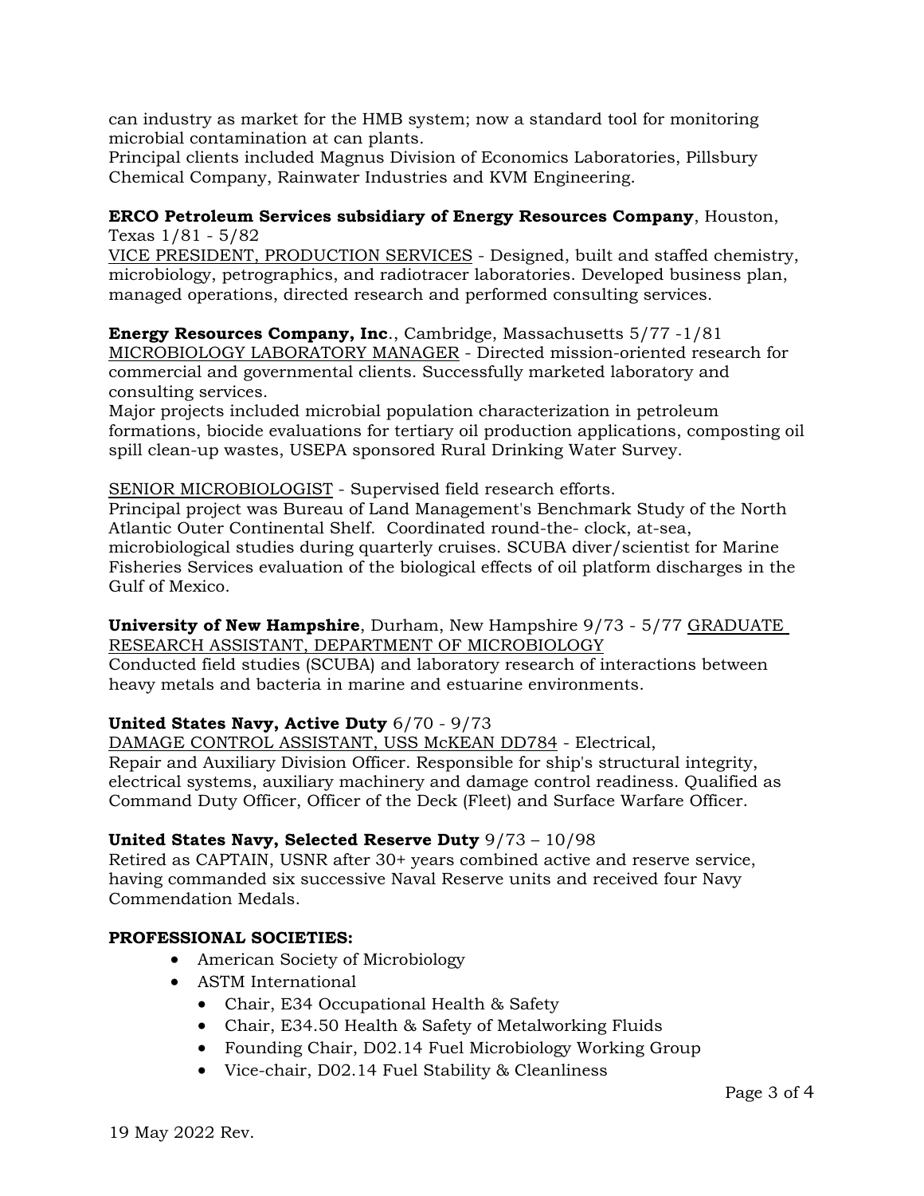can industry as market for the HMB system; now a standard tool for monitoring microbial contamination at can plants.
Principal clients included Magnus Division of Economics Laboratories, Pillsbury Chemical Company, Rainwater Industries and KVM Engineering.

**ERCO Petroleum Services subsidiary of Energy Resources Company**, Houston, Texas 1/81 - 5/82
<u>VICE PRESIDENT, PRODUCTION SERVICES</u> - Designed, built and staffed chemistry, microbiology, petrographics, and radiotracer laboratories. Developed business plan, managed operations, directed research and performed consulting services.

**Energy Resources Company, Inc**., Cambridge, Massachusetts 5/77 -1/81
<u>MICROBIOLOGY LABORATORY MANAGER</u> - Directed mission-oriented research for commercial and governmental clients. Successfully marketed laboratory and consulting services.
Major projects included microbial population characterization in petroleum formations, biocide evaluations for tertiary oil production applications, composting oil spill clean-up wastes, USEPA sponsored Rural Drinking Water Survey.

<u>SENIOR MICROBIOLOGIST</u> - Supervised field research efforts.
Principal project was Bureau of Land Management's Benchmark Study of the North Atlantic Outer Continental Shelf. Coordinated round-the- clock, at-sea, microbiological studies during quarterly cruises. SCUBA diver/scientist for Marine Fisheries Services evaluation of the biological effects of oil platform discharges in the Gulf of Mexico.

**University of New Hampshire**, Durham, New Hampshire 9/73 - 5/77 <u>GRADUATE RESEARCH ASSISTANT, DEPARTMENT OF MICROBIOLOGY</u>
Conducted field studies (SCUBA) and laboratory research of interactions between heavy metals and bacteria in marine and estuarine environments.

**United States Navy, Active Duty** 6/70 - 9/73
<u>DAMAGE CONTROL ASSISTANT, USS McKEAN DD784</u> - Electrical, Repair and Auxiliary Division Officer. Responsible for ship's structural integrity, electrical systems, auxiliary machinery and damage control readiness. Qualified as Command Duty Officer, Officer of the Deck (Fleet) and Surface Warfare Officer.

**United States Navy, Selected Reserve Duty** 9/73 – 10/98
Retired as CAPTAIN, USNR after 30+ years combined active and reserve service, having commanded six successive Naval Reserve units and received four Navy Commendation Medals.

**PROFESSIONAL SOCIETIES:**

- American Society of Microbiology
- ASTM International
  - Chair, E34 Occupational Health & Safety
  - Chair, E34.50 Health & Safety of Metalworking Fluids
  - Founding Chair, D02.14 Fuel Microbiology Working Group
  - Vice-chair, D02.14 Fuel Stability & Cleanliness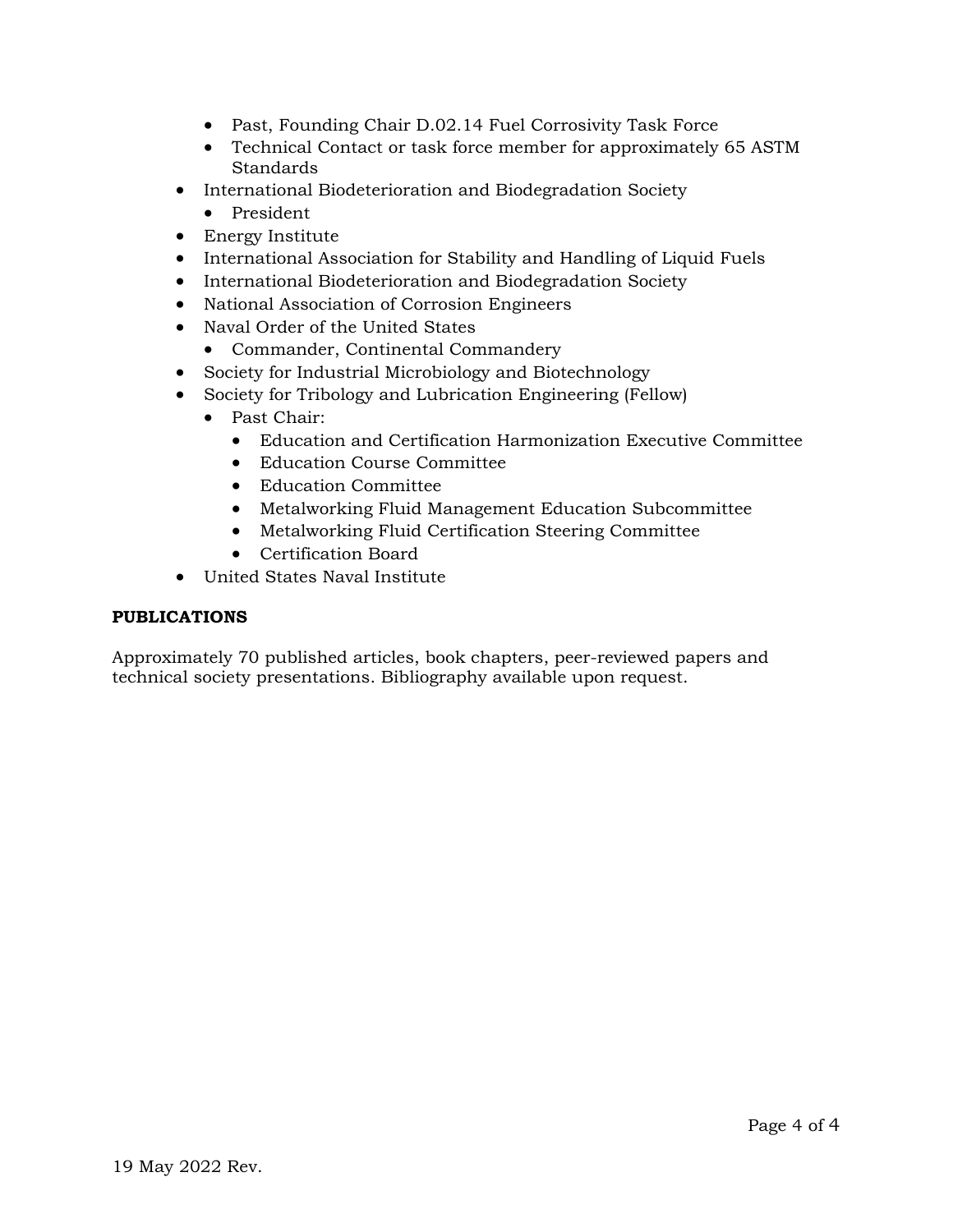- Past, Founding Chair D.02.14 Fuel Corrosivity Task Force
  - Technical Contact or task force member for approximately 65 ASTM Standards
- International Biodeterioration and Biodegradation Society
  - President
- Energy Institute
- International Association for Stability and Handling of Liquid Fuels
- International Biodeterioration and Biodegradation Society
- National Association of Corrosion Engineers
- Naval Order of the United States
  - Commander, Continental Commandery
- Society for Industrial Microbiology and Biotechnology
- Society for Tribology and Lubrication Engineering (Fellow)
  - Past Chair:
    - Education and Certification Harmonization Executive Committee
    - Education Course Committee
    - Education Committee
    - Metalworking Fluid Management Education Subcommittee
    - Metalworking Fluid Certification Steering Committee
    - Certification Board
- United States Naval Institute

**PUBLICATIONS**

Approximately 70 published articles, book chapters, peer-reviewed papers and technical society presentations. Bibliography available upon request.

19 May 2022 Rev.